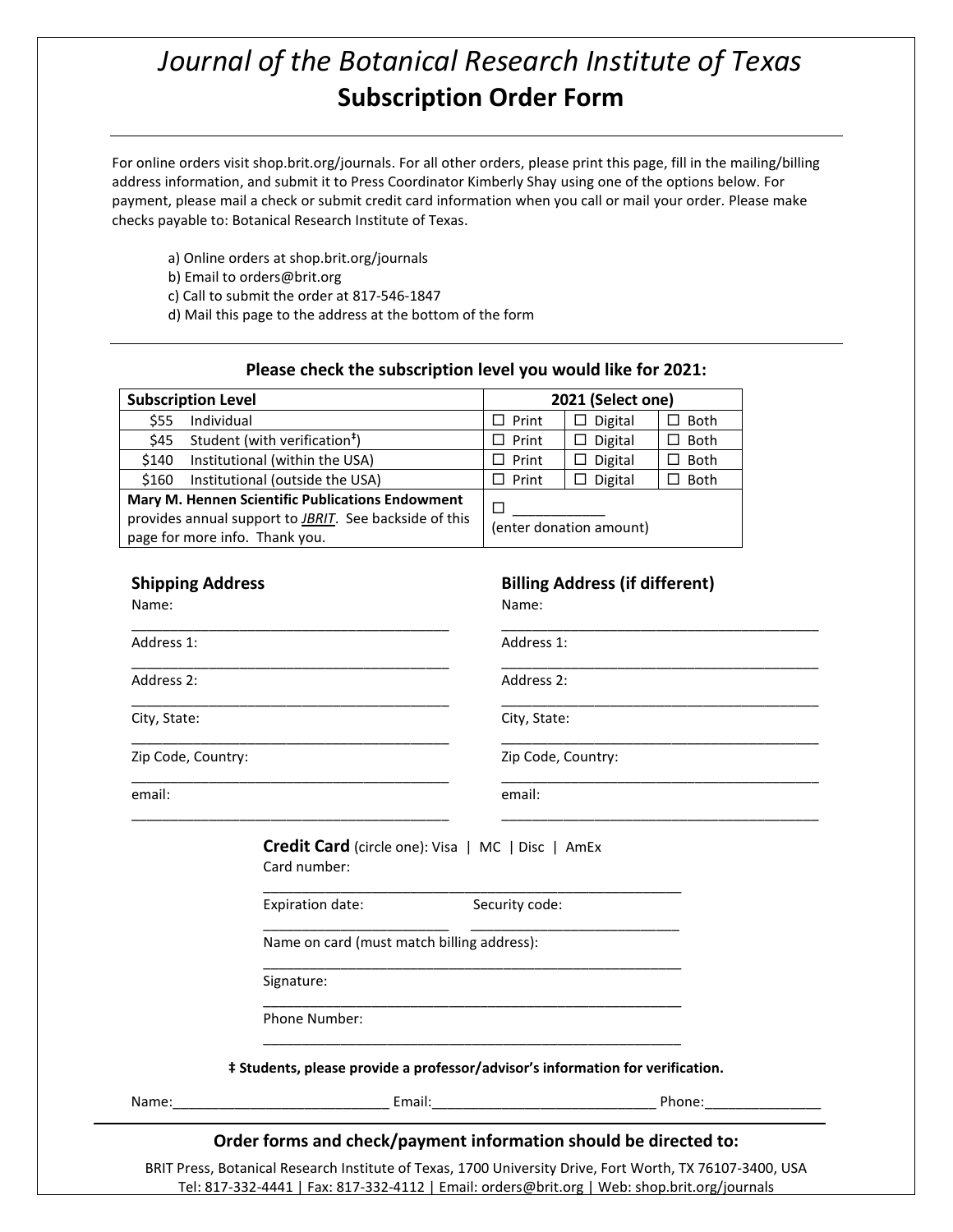# *Journal of the Botanical Research Institute of Texas*

## Subscription Order Form

---

For online orders visit shop.brit.org/journals. For all other orders, please print this page, fill in the mailing/billing address information, and submit it to Press Coordinator Kimberly Shay using one of the options below. For payment, please mail a check or submit credit card information when you call or mail your order. Please make checks payable to: Botanical Research Institute of Texas.

a) Online orders at shop.brit.org/journals
b) Email to orders@brit.org
c) Call to submit the order at 817-546-1847
d) Mail this page to the address at the bottom of the form

---

**Please check the subscription level you would like for 2021:**

| **Subscription Level** | **2021 (Select one)** | | |
|---|---|---|---|
| $55 Individual | ☐ Print | ☐ Digital | ☐ Both |
| $45 Student (with verification‡) | ☐ Print | ☐ Digital | ☐ Both |
| $140 Institutional (within the USA) | ☐ Print | ☐ Digital | ☐ Both |
| $160 Institutional (outside the USA) | ☐ Print | ☐ Digital | ☐ Both |
| **Mary M. Hennen Scientific Publications Endowment** provides annual support to ***JBRIT***. See backside of this page for more info. Thank you. | ☐ ___________ (enter donation amount) | | |

### Shipping Address

Name: ________________________________________

Address 1: ________________________________________

Address 2: ________________________________________

City, State: ________________________________________

Zip Code, Country: ________________________________________

email: ________________________________________

### Billing Address (if different)

Name: ________________________________________

Address 1: ________________________________________

Address 2: ________________________________________

City, State: ________________________________________

Zip Code, Country: ________________________________________

email: ________________________________________

**Credit Card** (circle one): Visa | MC | Disc | AmEx

Card number: ________________________________________

Expiration date: ______________________ Security code: ______________________

Name on card (must match billing address): ________________________________________

Signature: ________________________________________

Phone Number: ________________________________________

**‡ Students, please provide a professor/advisor's information for verification.**

Name:____________________________ Email:_____________________________ Phone:_______________

---

**Order forms and check/payment information should be directed to:**

BRIT Press, Botanical Research Institute of Texas, 1700 University Drive, Fort Worth, TX 76107-3400, USA
Tel: 817-332-4441 | Fax: 817-332-4112 | Email: orders@brit.org | Web: shop.brit.org/journals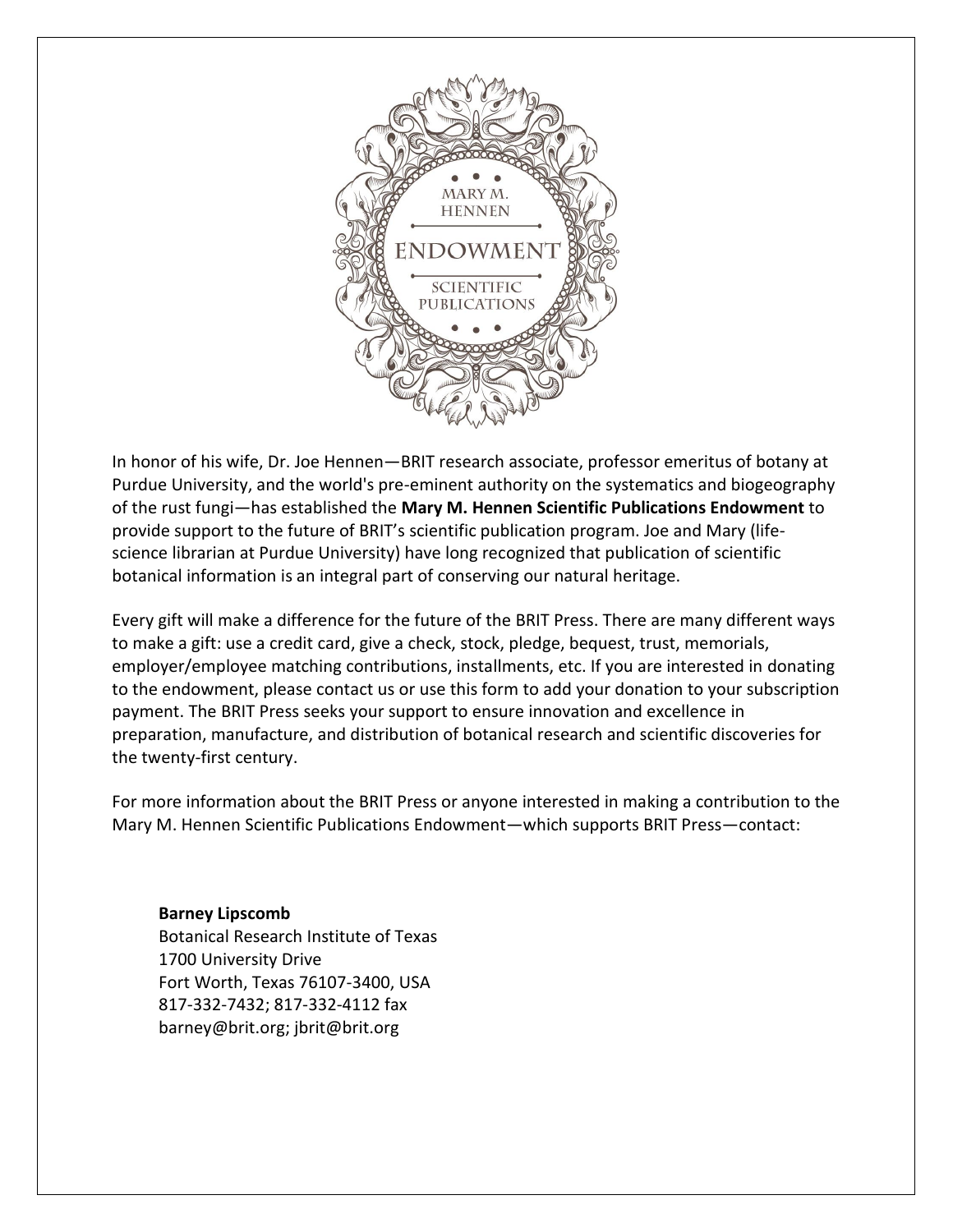MARY M. HENNEN

ENDOWMENT

SCIENTIFIC PUBLICATIONS

In honor of his wife, Dr. Joe Hennen—BRIT research associate, professor emeritus of botany at Purdue University, and the world's pre-eminent authority on the systematics and biogeography of the rust fungi—has established the **Mary M. Hennen Scientific Publications Endowment** to provide support to the future of BRIT's scientific publication program. Joe and Mary (life-science librarian at Purdue University) have long recognized that publication of scientific botanical information is an integral part of conserving our natural heritage.

Every gift will make a difference for the future of the BRIT Press. There are many different ways to make a gift: use a credit card, give a check, stock, pledge, bequest, trust, memorials, employer/employee matching contributions, installments, etc. If you are interested in donating to the endowment, please contact us or use this form to add your donation to your subscription payment. The BRIT Press seeks your support to ensure innovation and excellence in preparation, manufacture, and distribution of botanical research and scientific discoveries for the twenty-first century.

For more information about the BRIT Press or anyone interested in making a contribution to the Mary M. Hennen Scientific Publications Endowment—which supports BRIT Press—contact:

**Barney Lipscomb**
Botanical Research Institute of Texas
1700 University Drive
Fort Worth, Texas 76107-3400, USA
817-332-7432; 817-332-4112 fax
barney@brit.org; jbrit@brit.org